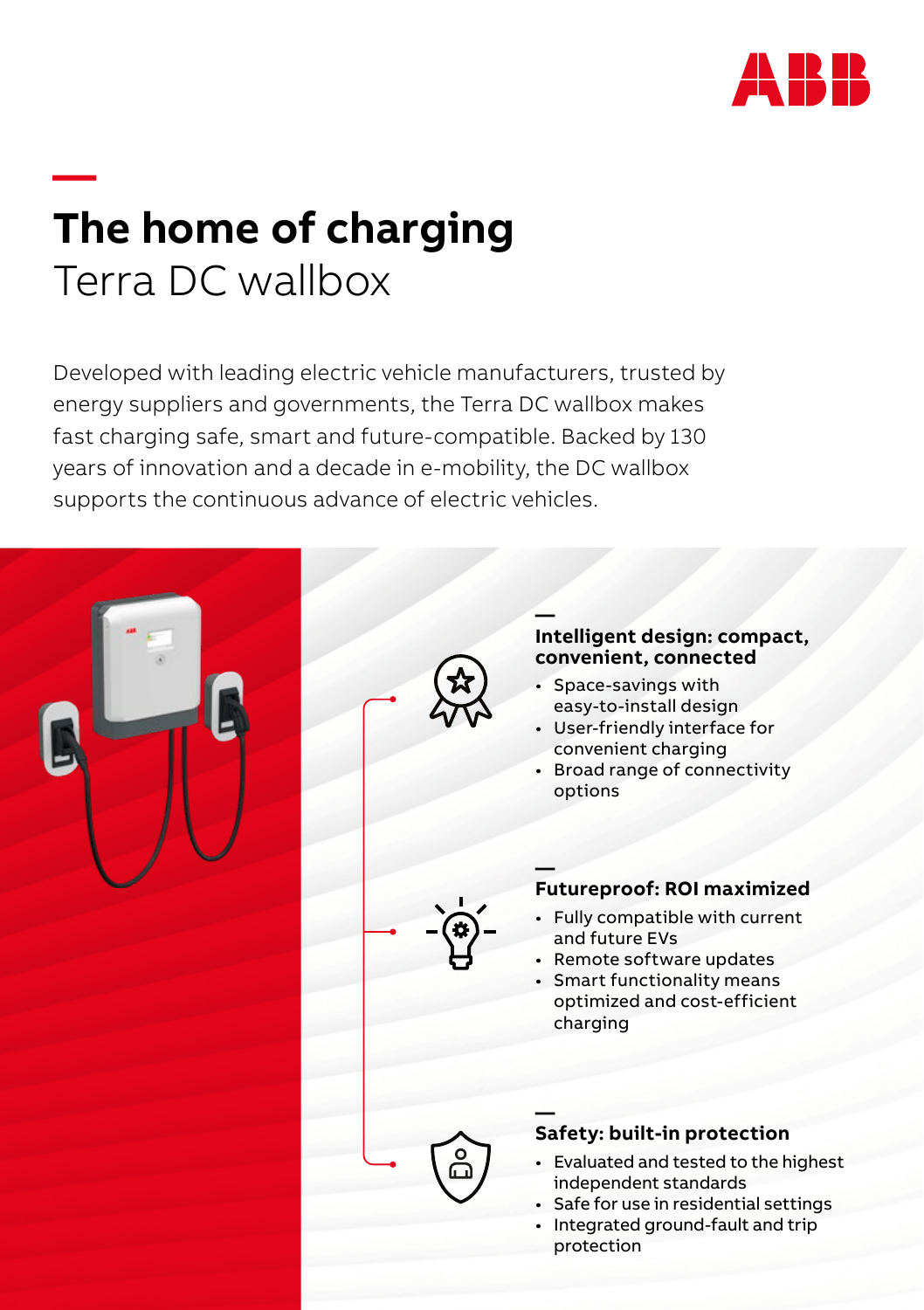# The home of charging

## Terra DC wallbox

Developed with leading electric vehicle manufacturers, trusted by energy suppliers and governments, the Terra DC wallbox makes fast charging safe, smart and future-compatible. Backed by 130 years of innovation and a decade in e-mobility, the DC wallbox supports the continuous advance of electric vehicles.

### Intelligent design: compact, convenient, connected

- Space-savings with easy-to-install design
- User-friendly interface for convenient charging
- Broad range of connectivity options

### Futureproof: ROI maximized

- Fully compatible with current and future EVs
- Remote software updates
- Smart functionality means optimized and cost-efficient charging

### Safety: built-in protection

- Evaluated and tested to the highest independent standards
- Safe for use in residential settings
- Integrated ground-fault and trip protection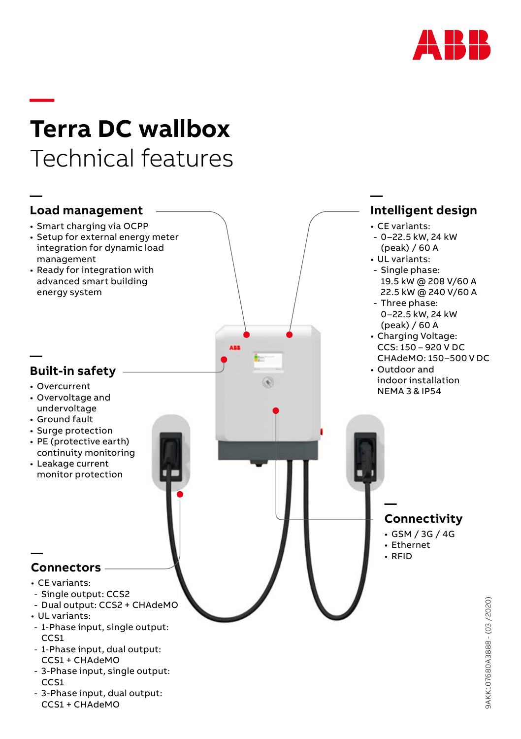# Terra DC wallbox

Technical features

## Load management

- Smart charging via OCPP
- Setup for external energy meter integration for dynamic load management
- Ready for integration with advanced smart building energy system

## Built-in safety

- Overcurrent
- Overvoltage and undervoltage
- Ground fault
- Surge protection
- PE (protective earth) continuity monitoring
- Leakage current monitor protection

## Connectors

- CE variants:
  - Single output: CCS2
  - Dual output: CCS2 + CHAdeMO
- UL variants:
  - 1-Phase input, single output: CCS1
  - 1-Phase input, dual output: CCS1 + CHAdeMO
  - 3-Phase input, single output: CCS1
  - 3-Phase input, dual output: CCS1 + CHAdeMO

## Intelligent design

- CE variants:
  - 0–22.5 kW, 24 kW (peak) / 60 A
- UL variants:
  - Single phase:
    19.5 kW @ 208 V/60 A
    22.5 kW @ 240 V/60 A
  - Three phase:
    0–22.5 kW, 24 kW (peak) / 60 A
- Charging Voltage:
  CCS: 150 – 920 V DC
  CHAdeMO: 150–500 V DC
- Outdoor and indoor installation NEMA 3 & IP54

## Connectivity

- GSM / 3G / 4G
- Ethernet
- RFID

9AKK107680A3888 - (03 /2020)